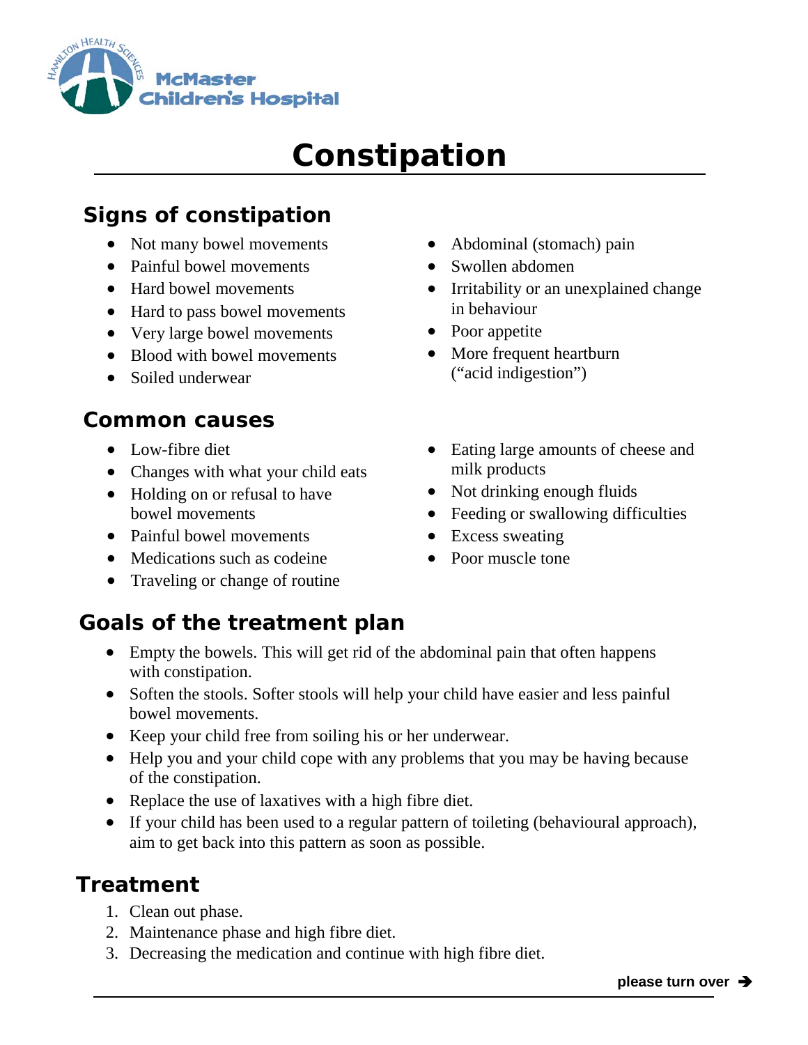McMaster Children's Hospital

# Constipation

## Signs of constipation

- Not many bowel movements
- Painful bowel movements
- Hard bowel movements
- Hard to pass bowel movements
- Very large bowel movements
- Blood with bowel movements
- Soiled underwear
- Abdominal (stomach) pain
- Swollen abdomen
- Irritability or an unexplained change in behaviour
- Poor appetite
- More frequent heartburn ("acid indigestion")

## Common causes

- Low-fibre diet
- Changes with what your child eats
- Holding on or refusal to have bowel movements
- Painful bowel movements
- Medications such as codeine
- Traveling or change of routine
- Eating large amounts of cheese and milk products
- Not drinking enough fluids
- Feeding or swallowing difficulties
- Excess sweating
- Poor muscle tone

## Goals of the treatment plan

- Empty the bowels. This will get rid of the abdominal pain that often happens with constipation.
- Soften the stools. Softer stools will help your child have easier and less painful bowel movements.
- Keep your child free from soiling his or her underwear.
- Help you and your child cope with any problems that you may be having because of the constipation.
- Replace the use of laxatives with a high fibre diet.
- If your child has been used to a regular pattern of toileting (behavioural approach), aim to get back into this pattern as soon as possible.

## Treatment

1. Clean out phase.
2. Maintenance phase and high fibre diet.
3. Decreasing the medication and continue with high fibre diet.

**please turn over ➔**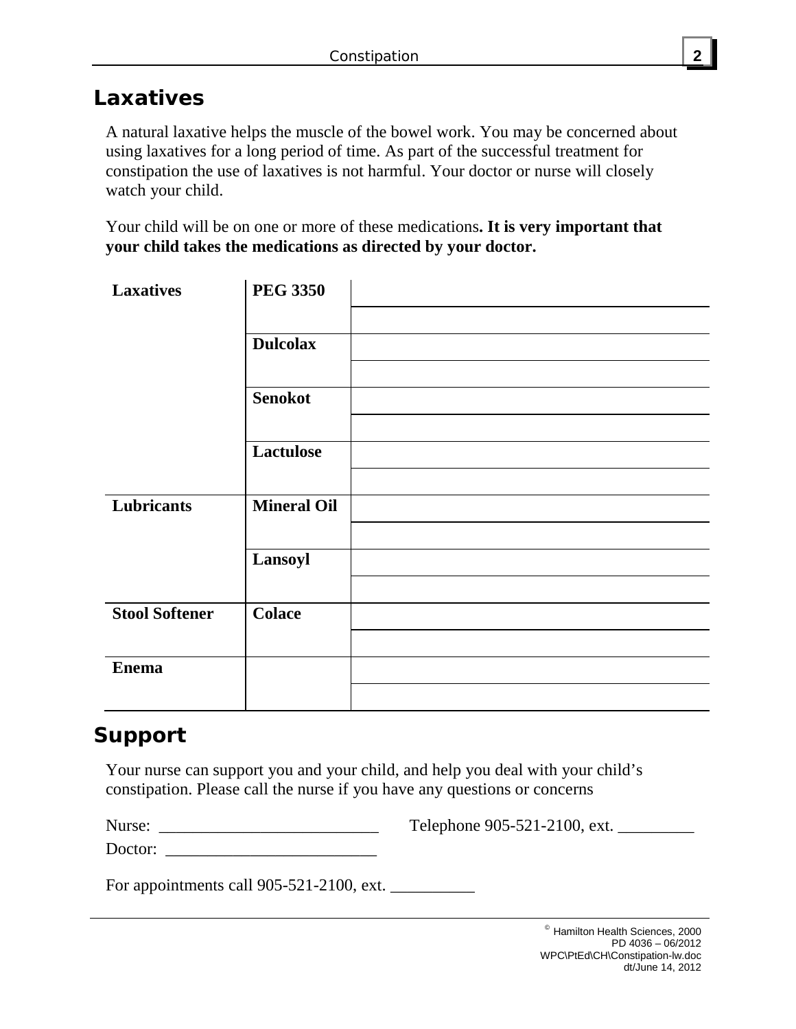## Laxatives

A natural laxative helps the muscle of the bowel work. You may be concerned about using laxatives for a long period of time. As part of the successful treatment for constipation the use of laxatives is not harmful. Your doctor or nurse will closely watch your child.

Your child will be on one or more of these medications**. It is very important that your child takes the medications as directed by your doctor.**

| | | |
|---|---|---|
| **Laxatives** | **PEG 3350** | |
| | | |
| | **Dulcolax** | |
| | | |
| | **Senokot** | |
| | | |
| | **Lactulose** | |
| | | |
| **Lubricants** | **Mineral Oil** | |
| | | |
| | **Lansoyl** | |
| | | |
| **Stool Softener** | **Colace** | |
| | | |
| **Enema** | | |
| | | |

## Support

Your nurse can support you and your child, and help you deal with your child's constipation. Please call the nurse if you have any questions or concerns

Nurse: __________________________ Telephone 905-521-2100, ext. _________
Doctor: _________________________

For appointments call 905-521-2100, ext. __________

© Hamilton Health Sciences, 2000
PD 4036 – 06/2012
WPC\PtEd\CH\Constipation-lw.doc
dt/June 14, 2012